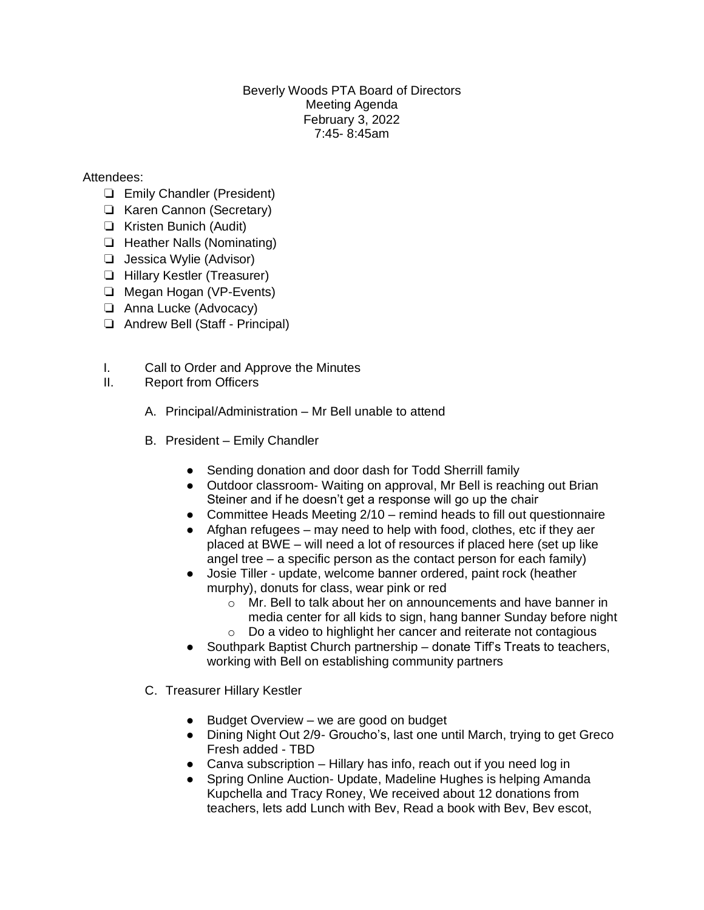Beverly Woods PTA Board of Directors
Meeting Agenda
February 3, 2022
7:45- 8:45am

Attendees:

- [ ] Emily Chandler (President)
- [ ] Karen Cannon (Secretary)
- [ ] Kristen Bunich (Audit)
- [ ] Heather Nalls (Nominating)
- [ ] Jessica Wylie (Advisor)
- [ ] Hillary Kestler (Treasurer)
- [ ] Megan Hogan (VP-Events)
- [ ] Anna Lucke (Advocacy)
- [ ] Andrew Bell (Staff - Principal)

I. Call to Order and Approve the Minutes

II. Report from Officers

A. Principal/Administration – Mr Bell unable to attend

B. President – Emily Chandler

- Sending donation and door dash for Todd Sherrill family
- Outdoor classroom- Waiting on approval, Mr Bell is reaching out Brian Steiner and if he doesn't get a response will go up the chair
- Committee Heads Meeting 2/10 – remind heads to fill out questionnaire
- Afghan refugees – may need to help with food, clothes, etc if they aer placed at BWE – will need a lot of resources if placed here (set up like angel tree – a specific person as the contact person for each family)
- Josie Tiller - update, welcome banner ordered, paint rock (heather murphy), donuts for class, wear pink or red
  - Mr. Bell to talk about her on announcements and have banner in media center for all kids to sign, hang banner Sunday before night
  - Do a video to highlight her cancer and reiterate not contagious
- Southpark Baptist Church partnership – donate Tiff's Treats to teachers, working with Bell on establishing community partners

C. Treasurer Hillary Kestler

- Budget Overview – we are good on budget
- Dining Night Out 2/9- Groucho's, last one until March, trying to get Greco Fresh added - TBD
- Canva subscription – Hillary has info, reach out if you need log in
- Spring Online Auction- Update, Madeline Hughes is helping Amanda Kupchella and Tracy Roney, We received about 12 donations from teachers, lets add Lunch with Bev, Read a book with Bev, Bev escot,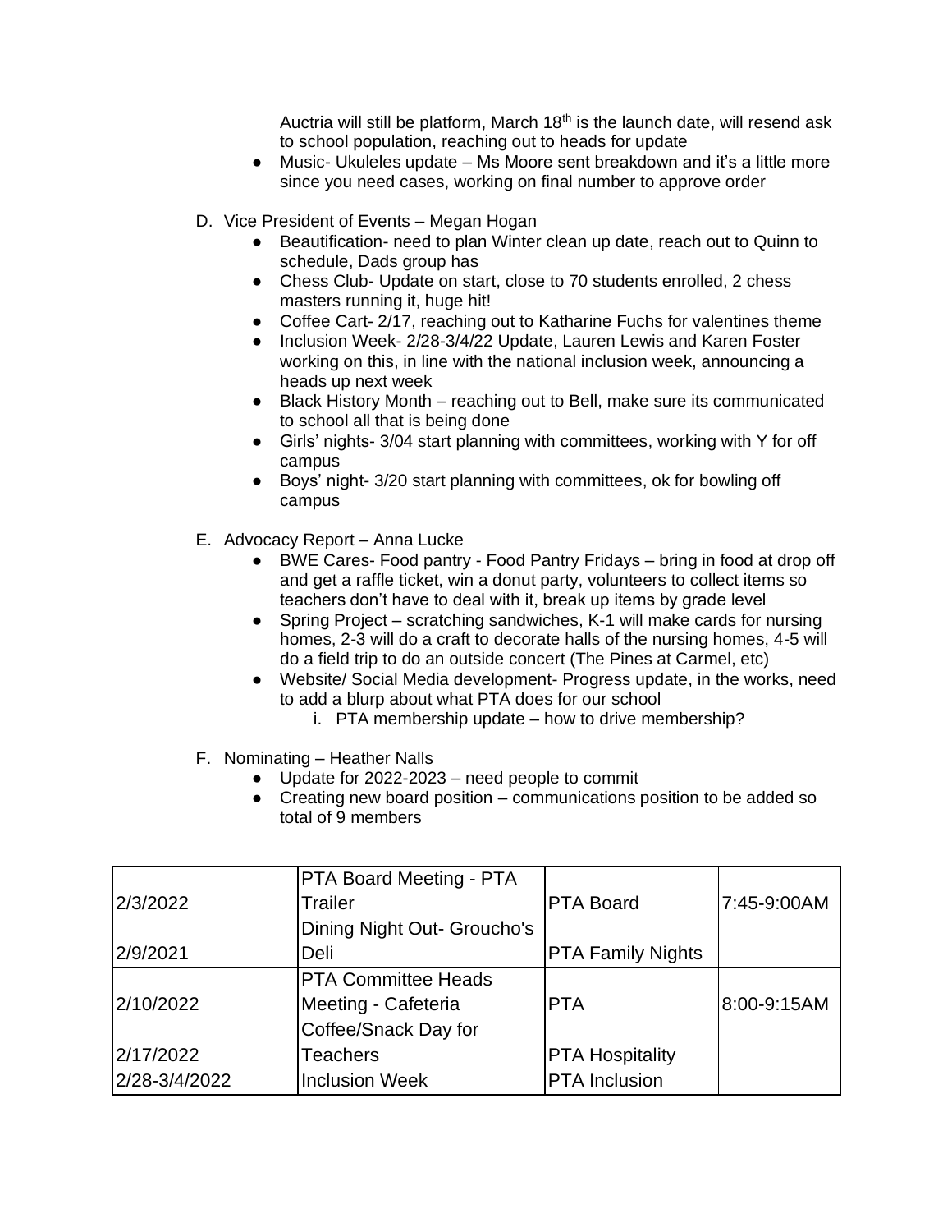Auctria will still be platform, March 18th is the launch date, will resend ask to school population, reaching out to heads for update

- Music- Ukuleles update – Ms Moore sent breakdown and it's a little more since you need cases, working on final number to approve order

D. Vice President of Events – Megan Hogan

- Beautification- need to plan Winter clean up date, reach out to Quinn to schedule, Dads group has
- Chess Club- Update on start, close to 70 students enrolled, 2 chess masters running it, huge hit!
- Coffee Cart- 2/17, reaching out to Katharine Fuchs for valentines theme
- Inclusion Week- 2/28-3/4/22 Update, Lauren Lewis and Karen Foster working on this, in line with the national inclusion week, announcing a heads up next week
- Black History Month – reaching out to Bell, make sure its communicated to school all that is being done
- Girls' nights- 3/04 start planning with committees, working with Y for off campus
- Boys' night- 3/20 start planning with committees, ok for bowling off campus

E. Advocacy Report – Anna Lucke

- BWE Cares- Food pantry - Food Pantry Fridays – bring in food at drop off and get a raffle ticket, win a donut party, volunteers to collect items so teachers don't have to deal with it, break up items by grade level
- Spring Project – scratching sandwiches, K-1 will make cards for nursing homes, 2-3 will do a craft to decorate halls of the nursing homes, 4-5 will do a field trip to do an outside concert (The Pines at Carmel, etc)
- Website/ Social Media development- Progress update, in the works, need to add a blurp about what PTA does for our school
    i. PTA membership update – how to drive membership?

F. Nominating – Heather Nalls

- Update for 2022-2023 – need people to commit
- Creating new board position – communications position to be added so total of 9 members

| | | | |
|---|---|---|---|
| 2/3/2022 | PTA Board Meeting - PTA Trailer | PTA Board | 7:45-9:00AM |
| 2/9/2021 | Dining Night Out- Groucho's Deli | PTA Family Nights | |
| 2/10/2022 | PTA Committee Heads Meeting - Cafeteria | PTA | 8:00-9:15AM |
| 2/17/2022 | Coffee/Snack Day for Teachers | PTA Hospitality | |
| 2/28-3/4/2022 | Inclusion Week | PTA Inclusion | |